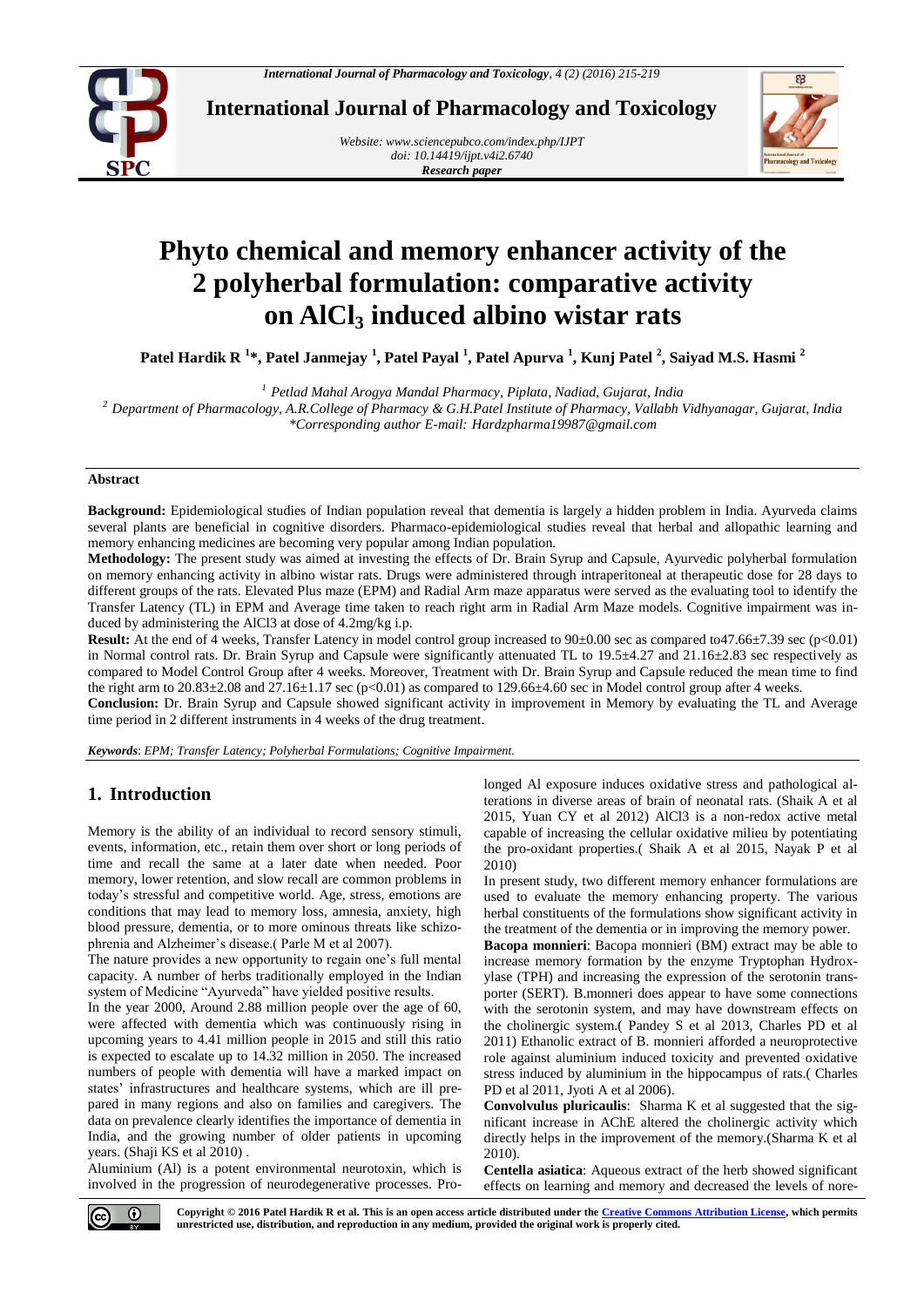# Phyto chemical and memory enhancer activity of the 2 polyherbal formulation: comparative activity on $AlCl_3$ induced albino wistar rats

**Patel Hardik R [1]\*, Patel Janmejay [1], Patel Payal [1], Patel Apurva [1], Kunj Patel [2], Saiyad M.S. Hasmi [2]**

*[1] Petlad Mahal Arogya Mandal Pharmacy, Piplata, Nadiad, Gujarat, India*
*[2] Department of Pharmacology, A.R.College of Pharmacy & G.H.Patel Institute of Pharmacy, Vallabh Vidhyanagar, Gujarat, India*
*\*Corresponding author E-mail: Hardzpharma19987@gmail.com*

### Abstract

**Background:** Epidemiological studies of Indian population reveal that dementia is largely a hidden problem in India. Ayurveda claims several plants are beneficial in cognitive disorders. Pharmaco-epidemiological studies reveal that herbal and allopathic learning and memory enhancing medicines are becoming very popular among Indian population.

**Methodology:** The present study was aimed at investing the effects of Dr. Brain Syrup and Capsule, Ayurvedic polyherbal formulation on memory enhancing activity in albino wistar rats. Drugs were administered through intraperitoneal at therapeutic dose for 28 days to different groups of the rats. Elevated Plus maze (EPM) and Radial Arm maze apparatus were served as the evaluating tool to identify the Transfer Latency (TL) in EPM and Average time taken to reach right arm in Radial Arm Maze models. Cognitive impairment was induced by administering the AlCl3 at dose of 4.2mg/kg i.p.

**Result:** At the end of 4 weeks, Transfer Latency in model control group increased to 90±0.00 sec as compared to47.66±7.39 sec ($p<0.01$) in Normal control rats. Dr. Brain Syrup and Capsule were significantly attenuated TL to 19.5±4.27 and 21.16±2.83 sec respectively as compared to Model Control Group after 4 weeks. Moreover, Treatment with Dr. Brain Syrup and Capsule reduced the mean time to find the right arm to 20.83±2.08 and 27.16±1.17 sec ($p<0.01$) as compared to 129.66±4.60 sec in Model control group after 4 weeks.

**Conclusion:** Dr. Brain Syrup and Capsule showed significant activity in improvement in Memory by evaluating the TL and Average time period in 2 different instruments in 4 weeks of the drug treatment.

***Keywords***: *EPM; Transfer Latency; Polyherbal Formulations; Cognitive Impairment.*

## 1. Introduction

Memory is the ability of an individual to record sensory stimuli, events, information, etc., retain them over short or long periods of time and recall the same at a later date when needed. Poor memory, lower retention, and slow recall are common problems in today's stressful and competitive world. Age, stress, emotions are conditions that may lead to memory loss, amnesia, anxiety, high blood pressure, dementia, or to more ominous threats like schizophrenia and Alzheimer's disease.( Parle M et al 2007).

The nature provides a new opportunity to regain one's full mental capacity. A number of herbs traditionally employed in the Indian system of Medicine "Ayurveda" have yielded positive results.

In the year 2000, Around 2.88 million people over the age of 60, were affected with dementia which was continuously rising in upcoming years to 4.41 million people in 2015 and still this ratio is expected to escalate up to 14.32 million in 2050. The increased numbers of people with dementia will have a marked impact on states' infrastructures and healthcare systems, which are ill prepared in many regions and also on families and caregivers. The data on prevalence clearly identifies the importance of dementia in India, and the growing number of older patients in upcoming years. (Shaji KS et al 2010) .

Aluminium (Al) is a potent environmental neurotoxin, which is involved in the progression of neurodegenerative processes. Prolonged Al exposure induces oxidative stress and pathological alterations in diverse areas of brain of neonatal rats. (Shaik A et al 2015, Yuan CY et al 2012) AlCl3 is a non-redox active metal capable of increasing the cellular oxidative milieu by potentiating the pro-oxidant properties.( Shaik A et al 2015, Nayak P et al 2010)

In present study, two different memory enhancer formulations are used to evaluate the memory enhancing property. The various herbal constituents of the formulations show significant activity in the treatment of the dementia or in improving the memory power.

**Bacopa monnieri**: Bacopa monnieri (BM) extract may be able to increase memory formation by the enzyme Tryptophan Hydroxylase (TPH) and increasing the expression of the serotonin transporter (SERT). B.monneri does appear to have some connections with the serotonin system, and may have downstream effects on the cholinergic system.( Pandey S et al 2013, Charles PD et al 2011) Ethanolic extract of B. monnieri afforded a neuroprotective role against aluminium induced toxicity and prevented oxidative stress induced by aluminium in the hippocampus of rats.( Charles PD et al 2011, Jyoti A et al 2006).

**Convolvulus pluricaulis**: Sharma K et al suggested that the significant increase in AChE altered the cholinergic activity which directly helps in the improvement of the memory.(Sharma K et al 2010).

**Centella asiatica**: Aqueous extract of the herb showed significant effects on learning and memory and decreased the levels of nore-

**Copyright © 2016 Patel Hardik R et al. This is an open access article distributed under the Creative Commons Attribution License, which permits unrestricted use, distribution, and reproduction in any medium, provided the original work is properly cited.**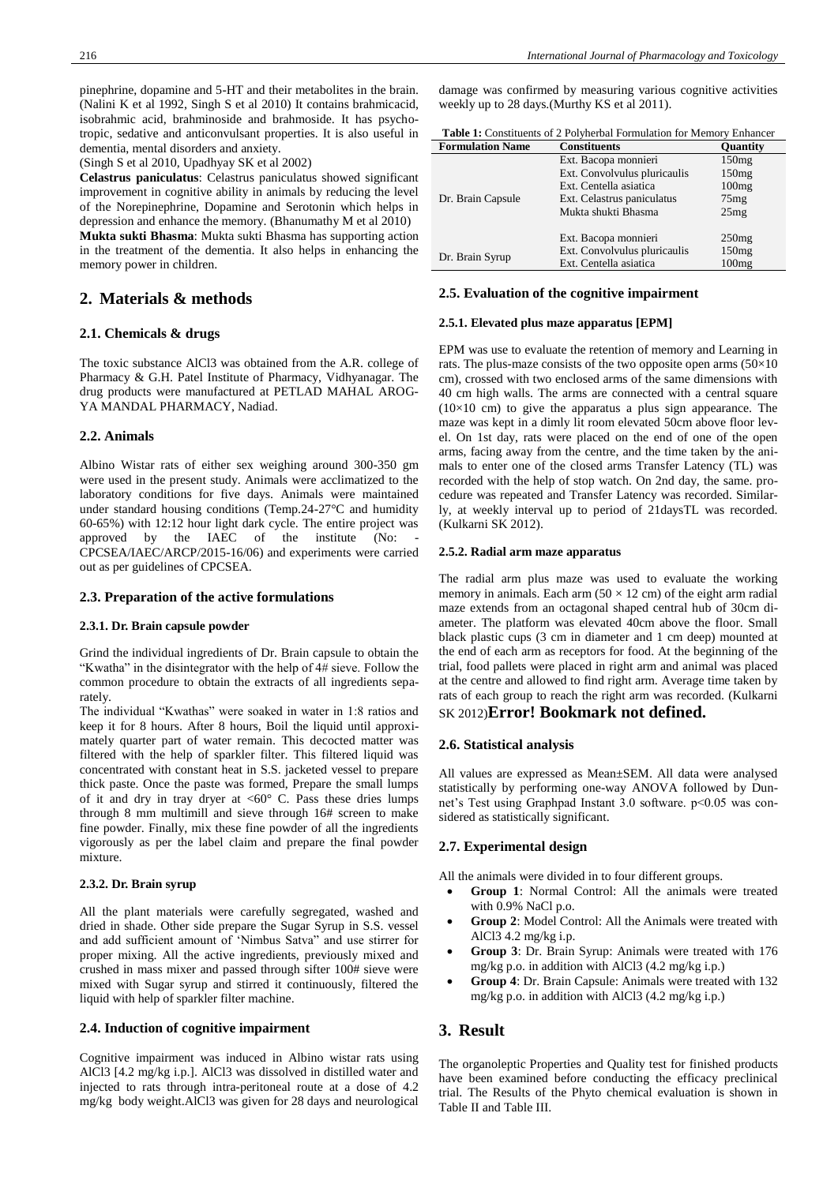pinephrine, dopamine and 5-HT and their metabolites in the brain. (Nalini K et al 1992, Singh S et al 2010) It contains brahmicacid, isobrahmic acid, brahminoside and brahmoside. It has psychotropic, sedative and anticonvulsant properties. It is also useful in dementia, mental disorders and anxiety.
(Singh S et al 2010, Upadhyay SK et al 2002)

**Celastrus paniculatus**: Celastrus paniculatus showed significant improvement in cognitive ability in animals by reducing the level of the Norepinephrine, Dopamine and Serotonin which helps in depression and enhance the memory. (Bhanumathy M et al 2010)

**Mukta sukti Bhasma**: Mukta sukti Bhasma has supporting action in the treatment of the dementia. It also helps in enhancing the memory power in children.

## 2. Materials & methods

### 2.1. Chemicals & drugs

The toxic substance $AlCl_3$ was obtained from the A.R. college of Pharmacy & G.H. Patel Institute of Pharmacy, Vidhyanagar. The drug products were manufactured at PETLAD MAHAL AROGYA MANDAL PHARMACY, Nadiad.

### 2.2. Animals

Albino Wistar rats of either sex weighing around 300-350 gm were used in the present study. Animals were acclimatized to the laboratory conditions for five days. Animals were maintained under standard housing conditions (Temp.24-27°C and humidity 60-65%) with 12:12 hour light dark cycle. The entire project was approved by the IAEC of the institute (No: - CPCSEA/IAEC/ARCP/2015-16/06) and experiments were carried out as per guidelines of CPCSEA.

### 2.3. Preparation of the active formulations

#### 2.3.1. Dr. Brain capsule powder

Grind the individual ingredients of Dr. Brain capsule to obtain the "Kwatha" in the disintegrator with the help of 4# sieve. Follow the common procedure to obtain the extracts of all ingredients separately.

The individual "Kwathas" were soaked in water in 1:8 ratios and keep it for 8 hours. After 8 hours, Boil the liquid until approximately quarter part of water remain. This decocted matter was filtered with the help of sparkler filter. This filtered liquid was concentrated with constant heat in S.S. jacketed vessel to prepare thick paste. Once the paste was formed, Prepare the small lumps of it and dry in tray dryer at <60° C. Pass these dries lumps through 8 mm multimill and sieve through 16# screen to make fine powder. Finally, mix these fine powder of all the ingredients vigorously as per the label claim and prepare the final powder mixture.

#### 2.3.2. Dr. Brain syrup

All the plant materials were carefully segregated, washed and dried in shade. Other side prepare the Sugar Syrup in S.S. vessel and add sufficient amount of 'Nimbus Satva" and use stirrer for proper mixing. All the active ingredients, previously mixed and crushed in mass mixer and passed through sifter 100# sieve were mixed with Sugar syrup and stirred it continuously, filtered the liquid with help of sparkler filter machine.

### 2.4. Induction of cognitive impairment

Cognitive impairment was induced in Albino wistar rats using $AlCl_3$ [4.2 mg/kg i.p.]. $AlCl_3$ was dissolved in distilled water and injected to rats through intra-peritoneal route at a dose of 4.2 mg/kg body weight.$AlCl_3$ was given for 28 days and neurological damage was confirmed by measuring various cognitive activities weekly up to 28 days.(Murthy KS et al 2011).

**Table 1:** Constituents of 2 Polyherbal Formulation for Memory Enhancer

| Formulation Name | Constituents | Quantity |
|---|---|---|
| Dr. Brain Capsule | Ext. Bacopa monnieri | 150mg |
| | Ext. Convolvulus pluricaulis | 150mg |
| | Ext. Centella asiatica | 100mg |
| | Ext. Celastrus paniculatus | 75mg |
| | Mukta shukti Bhasma | 25mg |
| Dr. Brain Syrup | Ext. Bacopa monnieri | 250mg |
| | Ext. Convolvulus pluricaulis | 150mg |
| | Ext. Centella asiatica | 100mg |

### 2.5. Evaluation of the cognitive impairment

#### 2.5.1. Elevated plus maze apparatus [EPM]

EPM was use to evaluate the retention of memory and Learning in rats. The plus-maze consists of the two opposite open arms (50×10 cm), crossed with two enclosed arms of the same dimensions with 40 cm high walls. The arms are connected with a central square (10×10 cm) to give the apparatus a plus sign appearance. The maze was kept in a dimly lit room elevated 50cm above floor level. On 1st day, rats were placed on the end of one of the open arms, facing away from the centre, and the time taken by the animals to enter one of the closed arms Transfer Latency (TL) was recorded with the help of stop watch. On 2nd day, the same. procedure was repeated and Transfer Latency was recorded. Similarly, at weekly interval up to period of 21daysTL was recorded. (Kulkarni SK 2012).

#### 2.5.2. Radial arm maze apparatus

The radial arm plus maze was used to evaluate the working memory in animals. Each arm (50 × 12 cm) of the eight arm radial maze extends from an octagonal shaped central hub of 30cm diameter. The platform was elevated 40cm above the floor. Small black plastic cups (3 cm in diameter and 1 cm deep) mounted at the end of each arm as receptors for food. At the beginning of the trial, food pallets were placed in right arm and animal was placed at the centre and allowed to find right arm. Average time taken by rats of each group to reach the right arm was recorded. (Kulkarni SK 2012)**Error! Bookmark not defined.**

### 2.6. Statistical analysis

All values are expressed as Mean±SEM. All data were analysed statistically by performing one-way ANOVA followed by Dunnet's Test using Graphpad Instant 3.0 software. $p<0.05$ was considered as statistically significant.

### 2.7. Experimental design

All the animals were divided in to four different groups.

- **Group 1**: Normal Control: All the animals were treated with 0.9% NaCl p.o.
- **Group 2**: Model Control: All the Animals were treated with $AlCl_3$ 4.2 mg/kg i.p.
- **Group 3**: Dr. Brain Syrup: Animals were treated with 176 mg/kg p.o. in addition with $AlCl_3$ (4.2 mg/kg i.p.)
- **Group 4**: Dr. Brain Capsule: Animals were treated with 132 mg/kg p.o. in addition with $AlCl_3$ (4.2 mg/kg i.p.)

## 3. Result

The organoleptic Properties and Quality test for finished products have been examined before conducting the efficacy preclinical trial. The Results of the Phyto chemical evaluation is shown in Table II and Table III.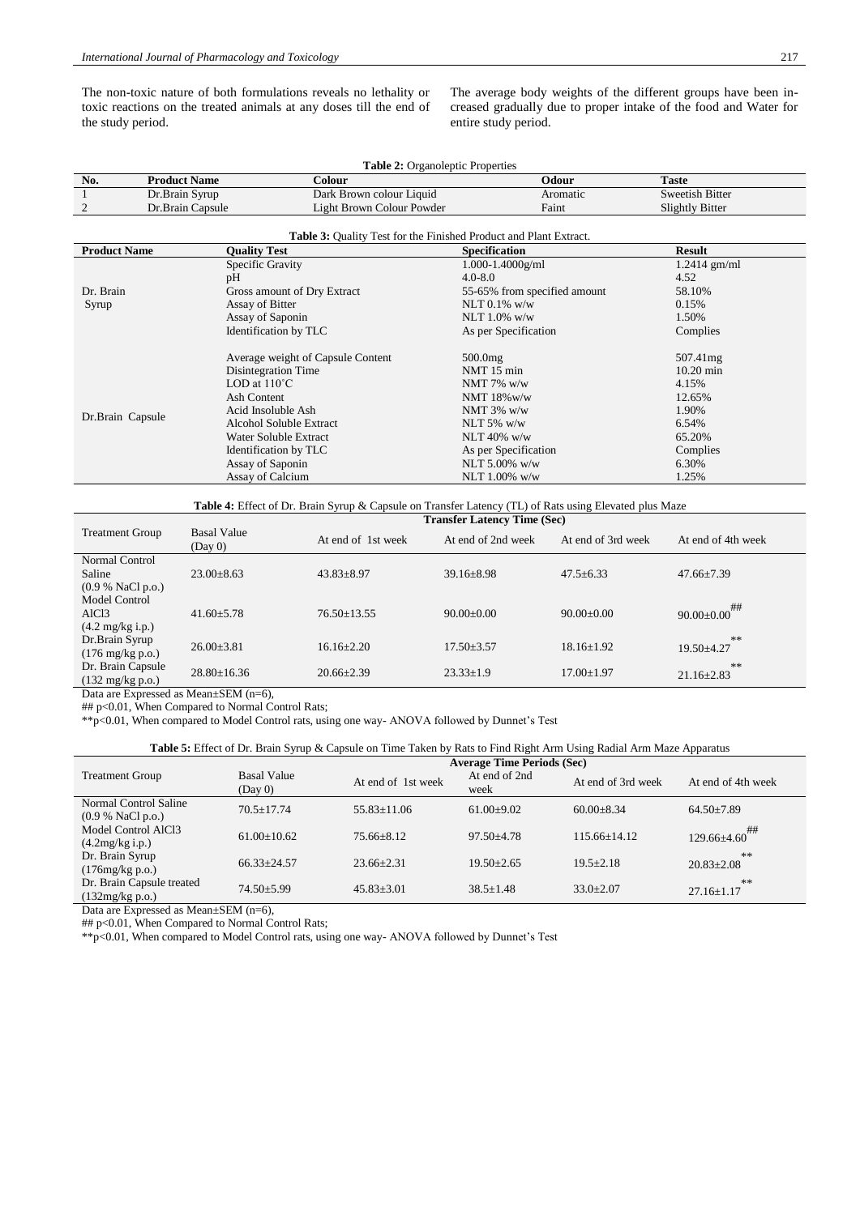The non-toxic nature of both formulations reveals no lethality or toxic reactions on the treated animals at any doses till the end of the study period.

The average body weights of the different groups have been increased gradually due to proper intake of the food and Water for entire study period.

**Table 2:** Organoleptic Properties

| No. | Product Name | Colour | Odour | Taste |
|---|---|---|---|---|
| 1 | Dr.Brain Syrup | Dark Brown colour Liquid | Aromatic | Sweetish Bitter |
| 2 | Dr.Brain Capsule | Light Brown Colour Powder | Faint | Slightly Bitter |

**Table 3:** Quality Test for the Finished Product and Plant Extract.

| Product Name | Quality Test | Specification | Result |
|---|---|---|---|
| Dr. Brain Syrup | Specific Gravity | 1.000-1.4000g/ml | 1.2414 gm/ml |
| | pH | 4.0-8.0 | 4.52 |
| | Gross amount of Dry Extract | 55-65% from specified amount | 58.10% |
| | Assay of Bitter | NLT 0.1% w/w | 0.15% |
| | Assay of Saponin | NLT 1.0% w/w | 1.50% |
| | Identification by TLC | As per Specification | Complies |
| Dr.Brain Capsule | Average weight of Capsule Content | 500.0mg | 507.41mg |
| | Disintegration Time | NMT 15 min | 10.20 min |
| | LOD at 110˚C | NMT 7% w/w | 4.15% |
| | Ash Content | NMT 18%w/w | 12.65% |
| | Acid Insoluble Ash | NMT 3% w/w | 1.90% |
| | Alcohol Soluble Extract | NLT 5% w/w | 6.54% |
| | Water Soluble Extract | NLT 40% w/w | 65.20% |
| | Identification by TLC | As per Specification | Complies |
| | Assay of Saponin | NLT 5.00% w/w | 6.30% |
| | Assay of Calcium | NLT 1.00% w/w | 1.25% |

**Table 4:** Effect of Dr. Brain Syrup & Capsule on Transfer Latency (TL) of Rats using Elevated plus Maze

| Treatment Group | Transfer Latency Time (Sec) | | | | |
|---|---|---|---|---|---|
| | Basal Value (Day 0) | At end of 1st week | At end of 2nd week | At end of 3rd week | At end of 4th week |
| Normal Control Saline (0.9 % NaCl p.o.) | 23.00±8.63 | 43.83±8.97 | 39.16±8.98 | 47.5±6.33 | 47.66±7.39 |
| Model Control $AlCl_3$ (4.2 mg/kg i.p.) | 41.60±5.78 | 76.50±13.55 | 90.00±0.00 | 90.00±0.00 | 90.00±0.00## |
| Dr.Brain Syrup (176 mg/kg p.o.) | 26.00±3.81 | 16.16±2.20 | 17.50±3.57 | 18.16±1.92 | 19.50±4.27** |
| Dr. Brain Capsule (132 mg/kg p.o.) | 28.80±16.36 | 20.66±2.39 | 23.33±1.9 | 17.00±1.97 | 21.16±2.83** |

Data are Expressed as Mean±SEM (n=6),

## $p<0.01$, When Compared to Normal Control Rats;

**$p<0.01$, When compared to Model Control rats, using one way- ANOVA followed by Dunnet's Test

**Table 5:** Effect of Dr. Brain Syrup & Capsule on Time Taken by Rats to Find Right Arm Using Radial Arm Maze Apparatus

| Treatment Group | Average Time Periods (Sec) | | | | |
|---|---|---|---|---|---|
| | Basal Value (Day 0) | At end of 1st week | At end of 2nd week | At end of 3rd week | At end of 4th week |
| Normal Control Saline (0.9 % NaCl p.o.) | 70.5±17.74 | 55.83±11.06 | 61.00±9.02 | 60.00±8.34 | 64.50±7.89 |
| Model Control $AlCl_3$ (4.2mg/kg i.p.) | 61.00±10.62 | 75.66±8.12 | 97.50±4.78 | 115.66±14.12 | 129.66±4.60## |
| Dr. Brain Syrup (176mg/kg p.o.) | 66.33±24.57 | 23.66±2.31 | 19.50±2.65 | 19.5±2.18 | 20.83±2.08** |
| Dr. Brain Capsule treated (132mg/kg p.o.) | 74.50±5.99 | 45.83±3.01 | 38.5±1.48 | 33.0±2.07 | 27.16±1.17** |

Data are Expressed as Mean±SEM (n=6),

## $p<0.01$, When Compared to Normal Control Rats;

**$p<0.01$, When compared to Model Control rats, using one way- ANOVA followed by Dunnet's Test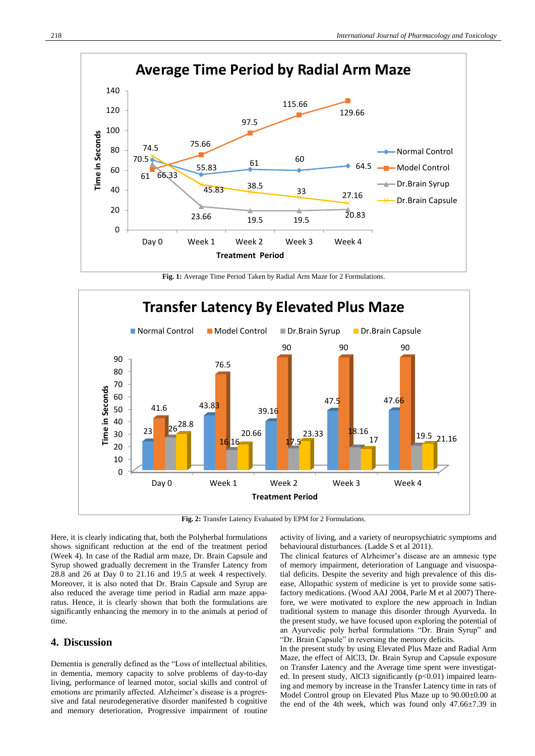Fig. 1: Average Time Period Taken by Radial Arm Maze for 2 Formulations.

Fig. 2: Transfer Latency Evaluated by EPM for 2 Formulations.

Here, it is clearly indicating that, both the Polyherbal formulations shows significant reduction at the end of the treatment period (Week 4). In case of the Radial arm maze, Dr. Brain Capsule and Syrup showed gradually decrement in the Transfer Latency from 28.8 and 26 at Day 0 to 21.16 and 19.5 at week 4 respectively. Moreover, it is also noted that Dr. Brain Capsule and Syrup are also reduced the average time period in Radial arm maze apparatus. Hence, it is clearly shown that both the formulations are significantly enhancing the memory in to the animals at period of time.

## 4. Discussion

Dementia is generally defined as the "Loss of intellectual abilities, in dementia, memory capacity to solve problems of day-to-day living, performance of learned motor, social skills and control of emotions are primarily affected. Alzheimer's disease is a progressive and fatal neurodegenerative disorder manifested b cognitive and memory deterioration, Progressive impairment of routine activity of living, and a variety of neuropsychiatric symptoms and behavioural disturbances. (Ladde S et al 2011).

The clinical features of Alzheimer's disease are an amnesic type of memory impairment, deterioration of Language and visuospatial deficits. Despite the severity and high prevalence of this disease, Allopathic system of medicine is yet to provide some satisfactory medications. (Wood AAJ 2004, Parle M et al 2007) Therefore, we were motivated to explore the new approach in Indian traditional system to manage this disorder through Ayurveda. In the present study, we have focused upon exploring the potential of an Ayurvedic poly herbal formulations "Dr. Brain Syrup" and "Dr. Brain Capsule" in reversing the memory deficits.

In the present study by using Elevated Plus Maze and Radial Arm Maze, the effect of $AlCl_3$, Dr. Brain Syrup and Capsule exposure on Transfer Latency and the Average time spent were investigated. In present study, $AlCl_3$ significantly ($p<0.01$) impaired learning and memory by increase in the Transfer Latency time in rats of Model Control group on Elevated Plus Maze up to $90.00\pm0.00$ at the end of the 4th week, which was found only $47.66\pm7.39$ in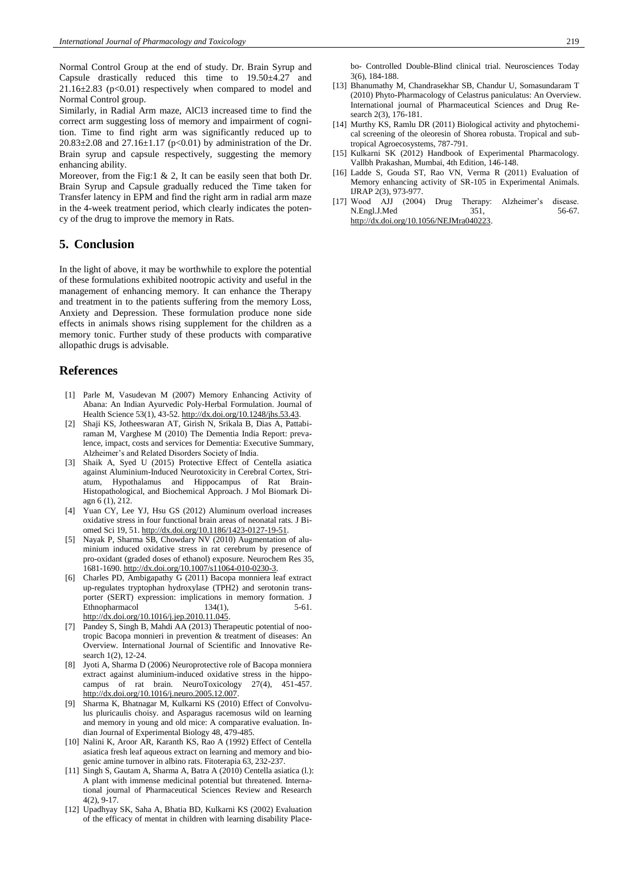Normal Control Group at the end of study. Dr. Brain Syrup and Capsule drastically reduced this time to 19.50±4.27 and 21.16±2.83 ($p<0.01$) respectively when compared to model and Normal Control group.

Similarly, in Radial Arm maze, $AlCl_3$ increased time to find the correct arm suggesting loss of memory and impairment of cognition. Time to find right arm was significantly reduced up to 20.83±2.08 and 27.16±1.17 ($p<0.01$) by administration of the Dr. Brain syrup and capsule respectively, suggesting the memory enhancing ability.

Moreover, from the Fig:1 & 2, It can be easily seen that both Dr. Brain Syrup and Capsule gradually reduced the Time taken for Transfer latency in EPM and find the right arm in radial arm maze in the 4-week treatment period, which clearly indicates the potency of the drug to improve the memory in Rats.

## 5. Conclusion

In the light of above, it may be worthwhile to explore the potential of these formulations exhibited nootropic activity and useful in the management of enhancing memory. It can enhance the Therapy and treatment in to the patients suffering from the memory Loss, Anxiety and Depression. These formulation produce none side effects in animals shows rising supplement for the children as a memory tonic. Further study of these products with comparative allopathic drugs is advisable.

## References

[1] Parle M, Vasudevan M (2007) Memory Enhancing Activity of Abana: An Indian Ayurvedic Poly-Herbal Formulation. Journal of Health Science 53(1), 43-52. http://dx.doi.org/10.1248/jhs.53.43.

[2] Shaji KS, Jotheeswaran AT, Girish N, Srikala B, Dias A, Pattabiraman M, Varghese M (2010) The Dementia India Report: prevalence, impact, costs and services for Dementia: Executive Summary, Alzheimer's and Related Disorders Society of India.

[3] Shaik A, Syed U (2015) Protective Effect of Centella asiatica against Aluminium-Induced Neurotoxicity in Cerebral Cortex, Striatum, Hypothalamus and Hippocampus of Rat Brain-Histopathological, and Biochemical Approach. J Mol Biomark Diagn 6 (1), 212.

[4] Yuan CY, Lee YJ, Hsu GS (2012) Aluminum overload increases oxidative stress in four functional brain areas of neonatal rats. J Biomed Sci 19, 51. http://dx.doi.org/10.1186/1423-0127-19-51.

[5] Nayak P, Sharma SB, Chowdary NV (2010) Augmentation of aluminium induced oxidative stress in rat cerebrum by presence of pro-oxidant (graded doses of ethanol) exposure. Neurochem Res 35, 1681-1690. http://dx.doi.org/10.1007/s11064-010-0230-3.

[6] Charles PD, Ambigapathy G (2011) Bacopa monniera leaf extract up-regulates tryptophan hydroxylase (TPH2) and serotonin transporter (SERT) expression: implications in memory formation. J Ethnopharmacol 134(1), 5-61. http://dx.doi.org/10.1016/j.jep.2010.11.045.

[7] Pandey S, Singh B, Mahdi AA (2013) Therapeutic potential of nootropic Bacopa monnieri in prevention & treatment of diseases: An Overview. International Journal of Scientific and Innovative Research 1(2), 12-24.

[8] Jyoti A, Sharma D (2006) Neuroprotective role of Bacopa monniera extract against aluminium-induced oxidative stress in the hippocampus of rat brain. NeuroToxicology 27(4), 451-457. http://dx.doi.org/10.1016/j.neuro.2005.12.007.

[9] Sharma K, Bhatnagar M, Kulkarni KS (2010) Effect of Convolvulus pluricaulis choisy. and Asparagus racemosus wild on learning and memory in young and old mice: A comparative evaluation. Indian Journal of Experimental Biology 48, 479-485.

[10] Nalini K, Aroor AR, Karanth KS, Rao A (1992) Effect of Centella asiatica fresh leaf aqueous extract on learning and memory and biogenic amine turnover in albino rats. Fitoterapia 63, 232-237.

[11] Singh S, Gautam A, Sharma A, Batra A (2010) Centella asiatica (l.): A plant with immense medicinal potential but threatened. International journal of Pharmaceutical Sciences Review and Research 4(2), 9-17.

[12] Upadhyay SK, Saha A, Bhatia BD, Kulkarni KS (2002) Evaluation of the efficacy of mentat in children with learning disability Placebo- Controlled Double-Blind clinical trial. Neurosciences Today 3(6), 184-188.

[13] Bhanumathy M, Chandrasekhar SB, Chandur U, Somasundaram T (2010) Phyto-Pharmacology of Celastrus paniculatus: An Overview. International journal of Pharmaceutical Sciences and Drug Research 2(3), 176-181.

[14] Murthy KS, Ramlu DR (2011) Biological activity and phytochemical screening of the oleoresin of Shorea robusta. Tropical and subtropical Agroecosystems, 787-791.

[15] Kulkarni SK (2012) Handbook of Experimental Pharmacology. Vallbh Prakashan, Mumbai, 4th Edition, 146-148.

[16] Ladde S, Gouda ST, Rao VN, Verma R (2011) Evaluation of Memory enhancing activity of SR-105 in Experimental Animals. IJRAP 2(3), 973-977.

[17] Wood AJJ (2004) Drug Therapy: Alzheimer's disease. N.Engl.J.Med 351, 56-67. http://dx.doi.org/10.1056/NEJMra040223.